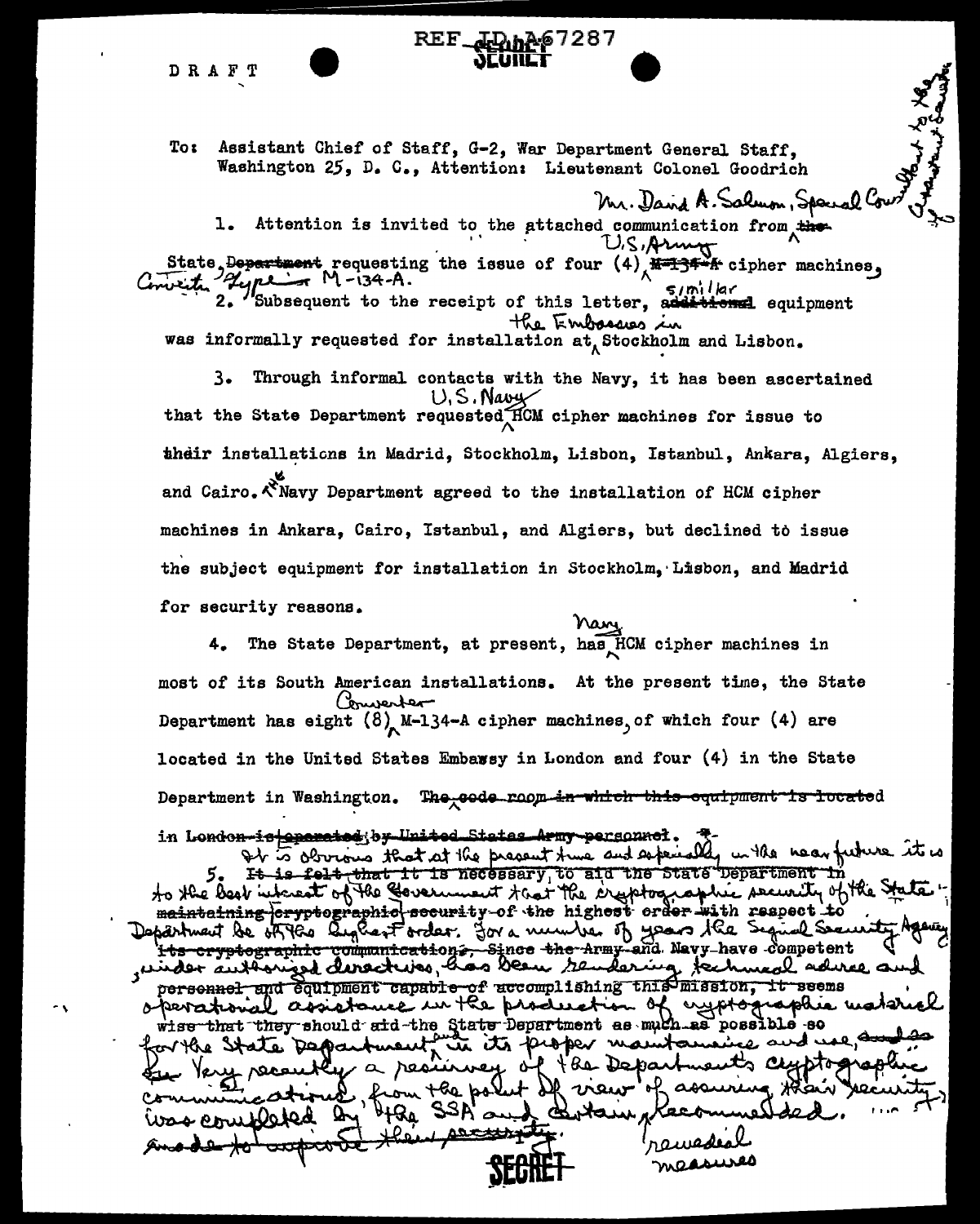DRAFT

REF ID:A67287

SECRET

To: Assistant Chief of Staff, G-2, War Department General Staff, Washington 25, D. C., Attention: Lieutenant Colonel Goodrich

Mr. David A. Salmon, Special Consultant to the Assistant Secretary

1. Attention is invited to the attached communication from ~~the~~ State ~~Department~~ requesting the issue of four (4) U.S. Army ~~M-134-A~~ cipher machines, Converter Type M-134-A.

2. Subsequent to the receipt of this letter, ~~additional~~ similar equipment was informally requested for installation at the Embassies in Stockholm and Lisbon.

3. Through informal contacts with the Navy, it has been ascertained that the State Department requested U.S. Navy HCM cipher machines for issue to their installations in Madrid, Stockholm, Lisbon, Istanbul, Ankara, Algiers, and Cairo. The Navy Department agreed to the installation of HCM cipher machines in Ankara, Cairo, Istanbul, and Algiers, but declined to issue the subject equipment for installation in Stockholm, Lisbon, and Madrid for security reasons.

4. The State Department, at present, has Navy HCM cipher machines in most of its South American installations. At the present time, the State Department has eight (8) Converter M-134-A cipher machines, of which four (4) are located in the United States Embassy in London and four (4) in the State Department in Washington. ~~The code room in which this equipment is located in London is operated by United States Army personnel.~~

5. ~~It is felt that it is necessary to aid the State Department in maintaining cryptographic security of the highest order with respect to its cryptographic communications. Since the Army and Navy have competent personnel and equipment capable of accomplishing this mission, it seems wise that they should aid the State Department as much as possible so~~ It is obvious that at the present time and especially in the near future it is to the best interest of the Government that the cryptographic security of the State Department be of the highest order. For a number of years the Signal Security Agency, under authorized directives, has been rendering technical advice and operational assistance in the production of cryptographic material for the State Department in its proper maintenance and use, ~~and so~~ Very recently a resurvey of the Department's cryptographic communications, from the point of view of assuring their security, was completed by the SSA and certain remedial measures recommended. ~~made to improve their security.~~

SECRET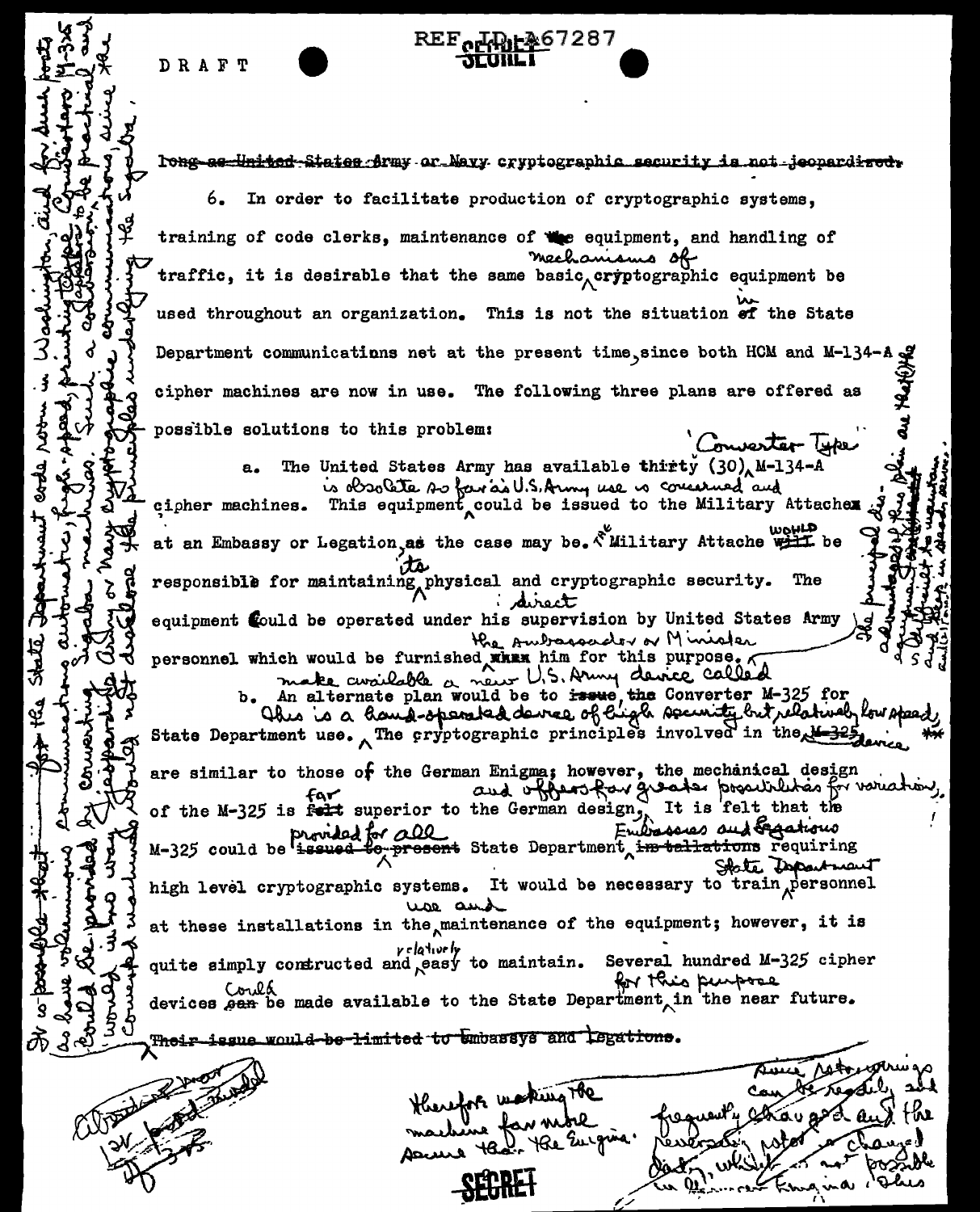DRAFT

REF ID:A67287

SECRET

~~long as United States Army or Navy cryptographic security is not jeopardized.~~

6. In order to facilitate production of cryptographic systems, training of code clerks, maintenance of ~~the~~ equipment, and handling of traffic, it is desirable that the same basic mechanisms of cryptographic equipment be used throughout an organization. This is not the situation in the State Department communications net at the present time, since both HCM and M-134-A cipher machines are now in use. The following three plans are offered as possible solutions to this problem:

a. The United States Army has available thirty (30) "Converter Type" M-134-A cipher machines. This equipment is obsolete so far as U.S. Army use is concerned and could be issued to the Military Attache at an Embassy or Legation, as the case may be. The Military Attache would be responsible for maintaining its physical and cryptographic security. The equipment could be operated under his direct supervision by United States Army personnel which would be furnished the Ambassador or Minister ~~when~~ him for this purpose.

b. An alternate plan would be to ~~issue the~~ make available a new U.S. Army device called the Converter M-325 for State Department use. This is a hand-operated device of high security but relatively low speed. The cryptographic principles involved in the ~~M-325~~ device are similar to those of the German Enigma; however, the mechanical design of the M-325 is far ~~felt~~ superior to the German design, and offers far greater possibilities for variation. It is felt that the M-325 could be provided for all ~~issued to present~~ State Department Embassies and Legations ~~installations~~ requiring high level cryptographic systems. It would be necessary to train State Department personnel at these installations in the use and maintenance of the equipment; however, it is quite simply constructed and relatively easy to maintain. Several hundred M-325 cipher devices could ~~can~~ be made available to the State Department for this purpose in the near future.

~~Their issue would be limited to Embassys and Legations.~~

Since rotor wirings can be readily and frequently changed and the reversing rotor changed daily, which is not possible in the German Enigma, thus therefore making the machine far more secure than the Enigma.

[Left margin note:] It is possible that — for the State Department code room in Washington, and for such posts as have voluminous communications, high-speed, printing, tape, automatic Combination (M-325?) converting cipher machines ... would be provided. Such a ... would be practical and would in no way jeopardize Army or Navy cryptographic communications, since the converter machines would not disclose the principles underlying the Sigaba.

[Right margin note:] The principal disadvantages of this plan are that (1) the equipment is ... (2) difficult to maintain, and (3) costly in dead space.

[Bottom left, handwritten:] Abbott ... 12 ... 3 ...

SECRET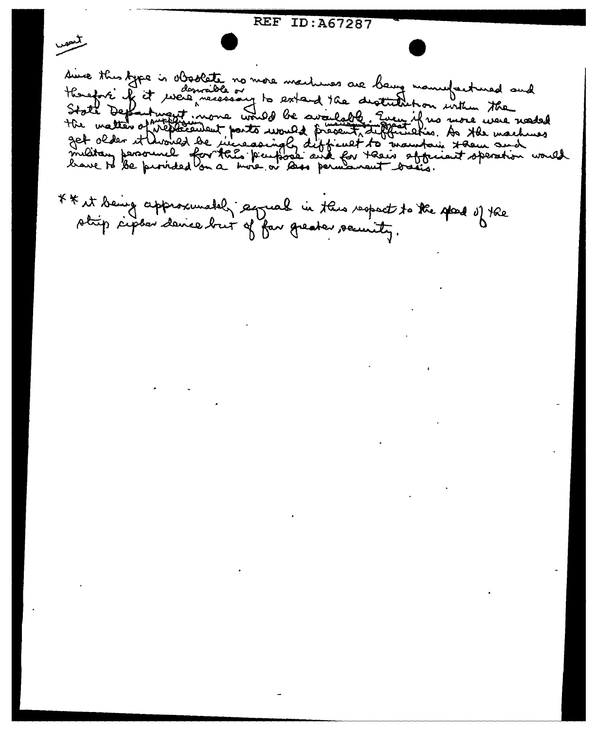REF ID:A67287

want

Since this type is obsolete no more machines are being manufactured and therefore if it were desirable or necessary to extend the distribution within the State Department none would be available. Even if no more were needed the matter of supplying replacement parts would present maintenance great difficulties. As the machines get older it would be increasingly difficult to maintain them and military personnel for this purpose and for their efficient operation would have to be provided on a more or less permanent basis.

** it being approximately equal in this respect to the speed of the strip cipher device but of far greater security.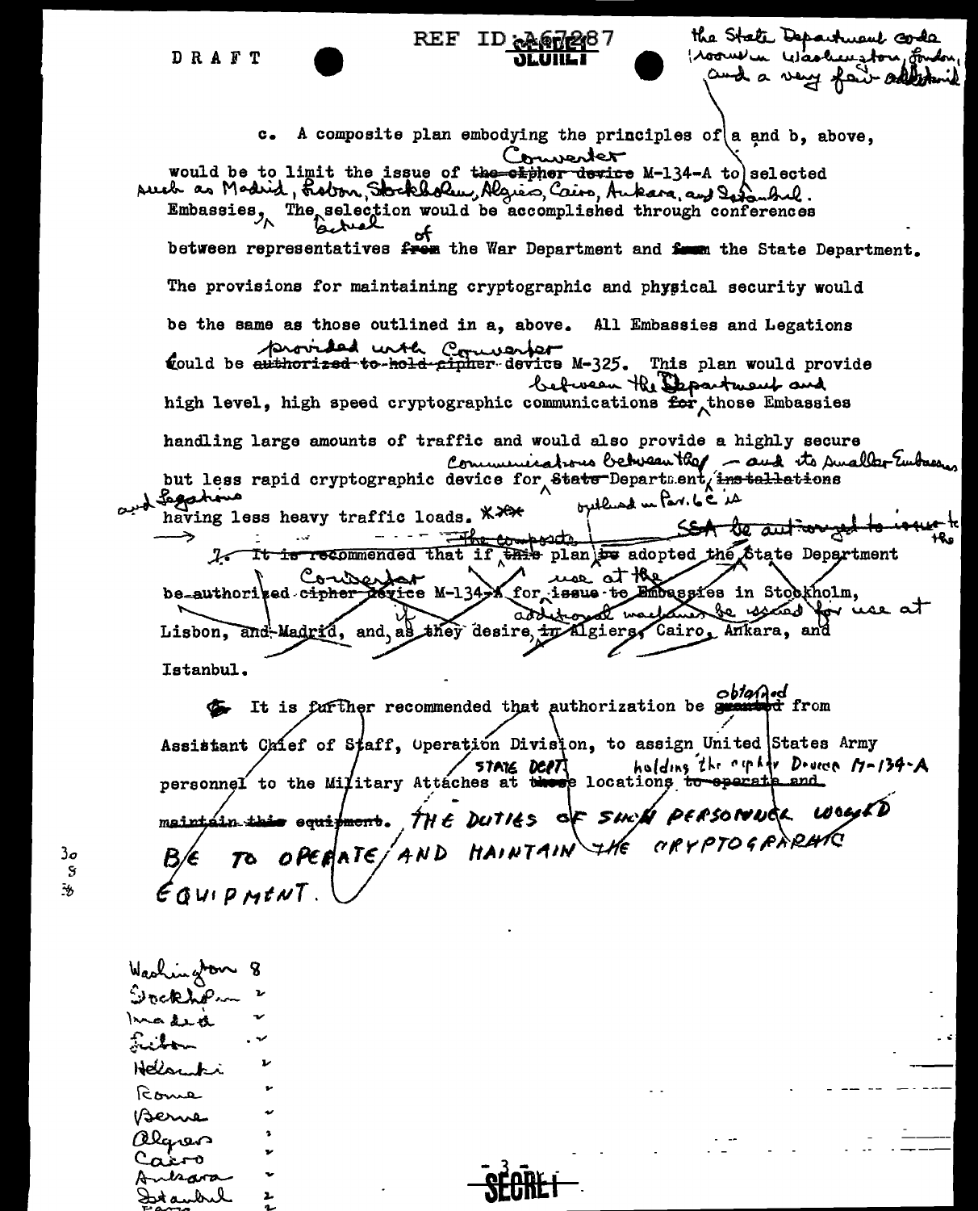DRAFT

REF ID:A67287

SECRET

the State Department code room in Washington, London, and a very few additional

c. A composite plan embodying the principles of a and b, above, would be to limit the issue of ~~the cipher device~~ Converter M-134-A to selected Embassies, such as Madrid, Lisbon, Stockholm, Algiers, Cairo, Ankara, and Istanbul. The actual selection would be accomplished through conferences between representatives ~~from~~ of the War Department and ~~from~~ the State Department. The provisions for maintaining cryptographic and physical security would be the same as those outlined in a, above. All Embassies and Legations could be ~~authorized to hold cipher device~~ provided with Converter M-325. This plan would provide high level, high speed cryptographic communications ~~for~~ between the Department and those Embassies handling large amounts of traffic and would also provide a highly secure but less rapid cryptographic device for communications between the ~~State~~ Department ~~installations~~ and its smaller Embassies and Legations having less heavy traffic loads. ~~XXX~~

~~7.~~ ~~It is recommended that if this~~ The composite plan outlined in Par. 6 c is ~~be~~ adopted the State Department ~~be authorized~~ SSA be authorized to issue to the ~~cipher device~~ Converter M-134-A for ~~issue to~~ use at the Embassies in Stockholm, Lisbon, and Madrid, and, if as they desire, additional machines be issued for use at ~~in~~ Algiers, Cairo, Ankara, and Istanbul.

It is further recommended that authorization be ~~granted~~ obtained from Assistant Chief of Staff, Operation Division, to assign United States Army personnel to the Military Attaches at ~~these~~ STATE DEPT locations holding the cipher Device M-134-A ~~to operate and maintain this equipment~~. THE DUTIES OF SUCH PERSONNEL WOULD BE TO OPERATE AND MAINTAIN THE CRYPTOGRAPHIC EQUIPMENT.

30
8
38

Washington 8
Stockholm 2
Madrid 2
Lisbon 2
Helsinki 2
Rome 2
Berne 2
Algiers 2
Cairo 2
Ankara 2
Istanbul 2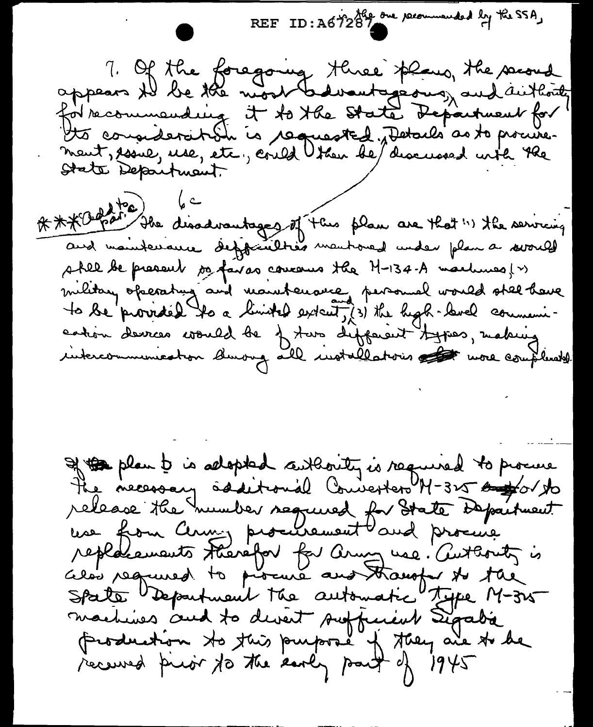REF ID:A67287 is the one recommended by the SSA,

7. Of the foregoing three plans, the second appears to be the most advantageous, and authority for recommending it to the State Department for its consideration is requested. Details as to procurement, issue, use, etc., could then be discussed with the State Department.

***(Add to par. 6c) The disadvantages of this plan are that (1) the servicing and maintenance difficulties mentioned under plan a would still be present so far as concerns the M-134-A machines, (2) military operating and maintenance personnel would still have to be provided to a limited extent, and (3) the high-level communication devices would be of two different types, making intercommunication among all installations more complicated.

If plan b is adopted authority is required to procure the necessary additional Converters M-325 or to release the number required for State Department use from Army procurement and procure replacements therefor for Army use. Authority is also required to procure and transfer to the State Department the automatic type M-325 machines and to divert sufficient Sigaba production to this purpose if they are to be received prior to the early part of 1945